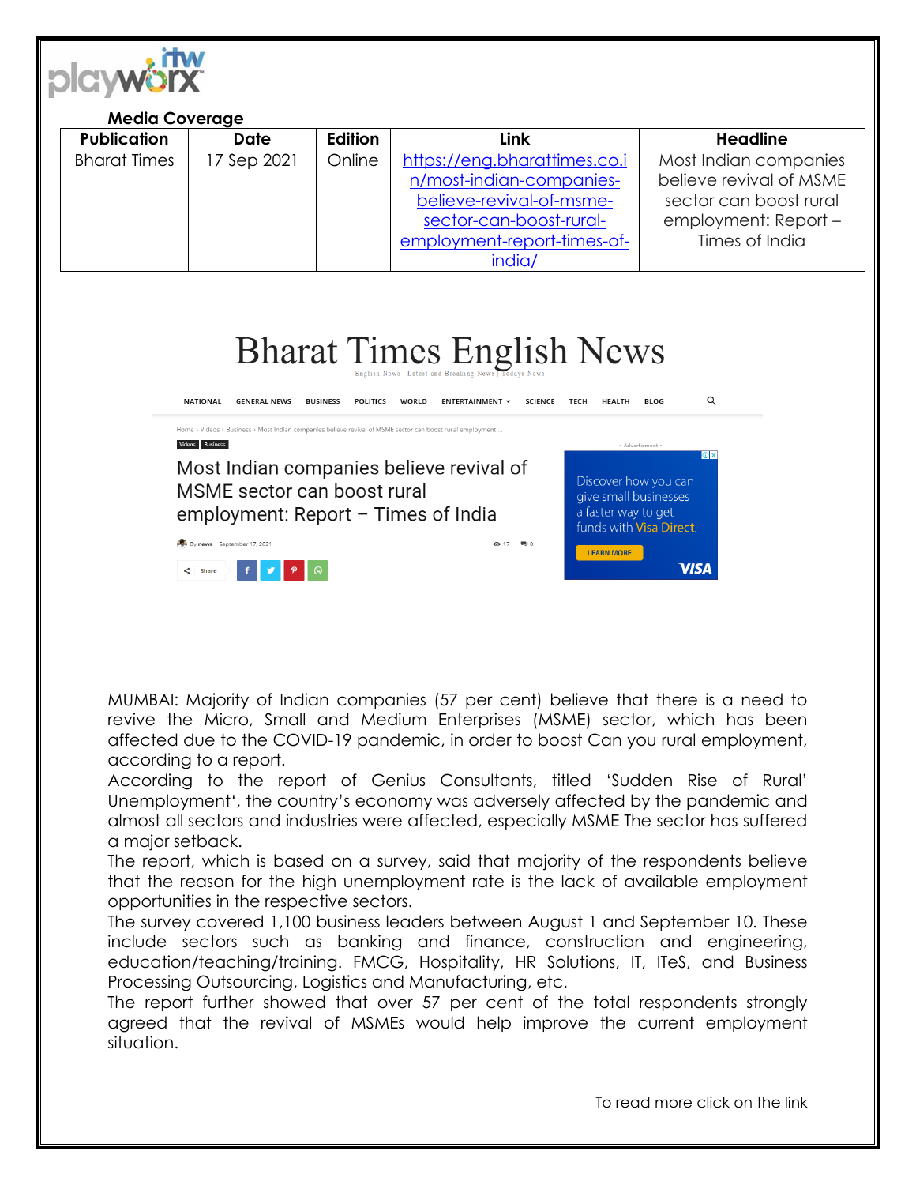**Media Coverage**

| Publication | Date | Edition | Link | Headline |
|---|---|---|---|---|
| Bharat Times | 17 Sep 2021 | Online | https://eng.bharattimes.co.in/most-indian-companies-believe-revival-of-msme-sector-can-boost-rural-employment-report-times-of-india/ | Most Indian companies believe revival of MSME sector can boost rural employment: Report – Times of India |

# Bharat Times English News

English News | Latest and Breaking News | Todays News

NATIONAL GENERAL NEWS BUSINESS POLITICS WORLD ENTERTAINMENT SCIENCE TECH HEALTH BLOG

Home › Videos › Business › Most Indian companies believe revival of MSME sector can boost rural employment:...

Videos Business

## Most Indian companies believe revival of MSME sector can boost rural employment: Report – Times of India

By news September 17, 2021

- Advertisement -

Discover how you can give small businesses a faster way to get funds with Visa Direct.

LEARN MORE

VISA

MUMBAI: Majority of Indian companies (57 per cent) believe that there is a need to revive the Micro, Small and Medium Enterprises (MSME) sector, which has been affected due to the COVID-19 pandemic, in order to boost Can you rural employment, according to a report.

According to the report of Genius Consultants, titled 'Sudden Rise of Rural' Unemployment', the country's economy was adversely affected by the pandemic and almost all sectors and industries were affected, especially MSME The sector has suffered a major setback.

The report, which is based on a survey, said that majority of the respondents believe that the reason for the high unemployment rate is the lack of available employment opportunities in the respective sectors.

The survey covered 1,100 business leaders between August 1 and September 10. These include sectors such as banking and finance, construction and engineering, education/teaching/training. FMCG, Hospitality, HR Solutions, IT, ITeS, and Business Processing Outsourcing, Logistics and Manufacturing, etc.

The report further showed that over 57 per cent of the total respondents strongly agreed that the revival of MSMEs would help improve the current employment situation.

To read more click on the link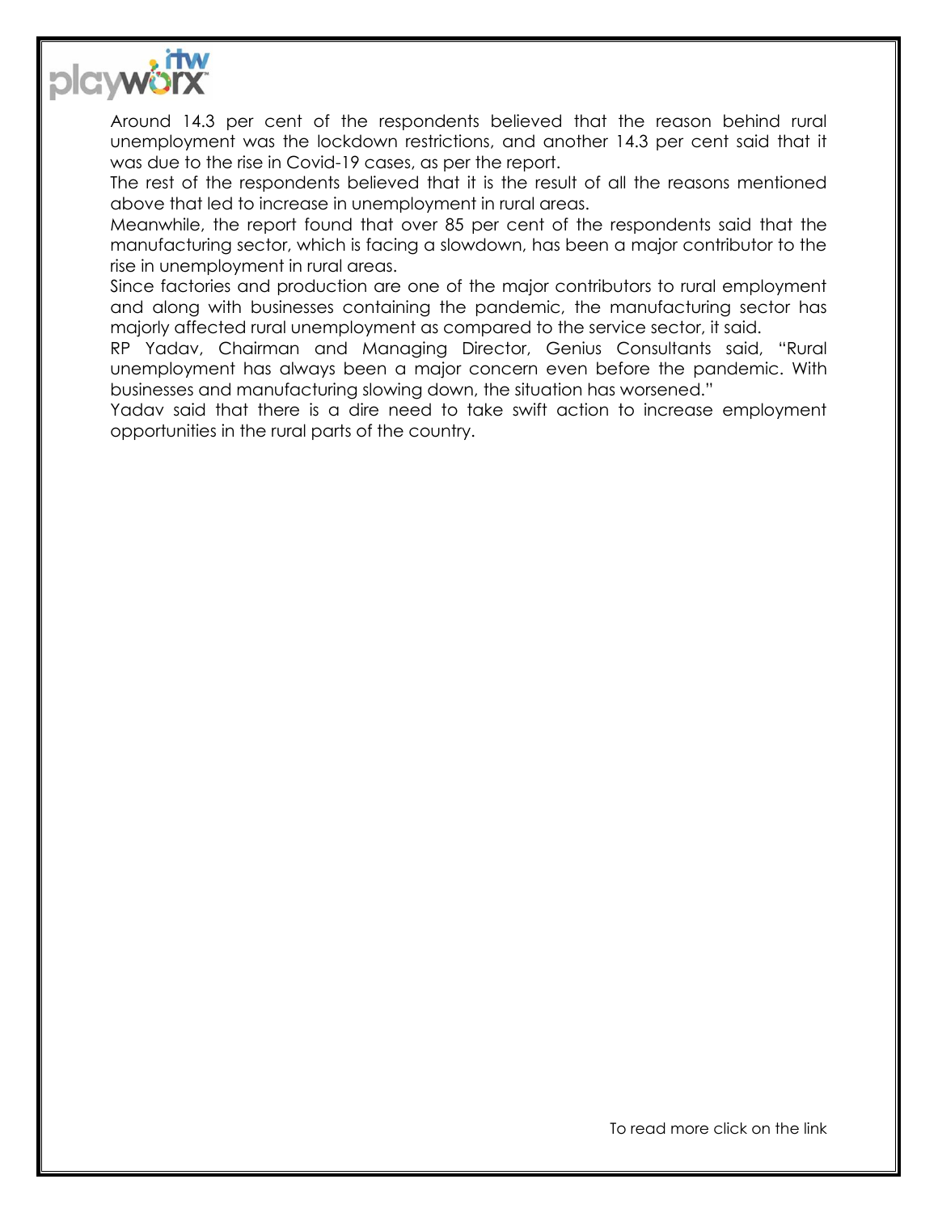Around 14.3 per cent of the respondents believed that the reason behind rural unemployment was the lockdown restrictions, and another 14.3 per cent said that it was due to the rise in Covid-19 cases, as per the report.

The rest of the respondents believed that it is the result of all the reasons mentioned above that led to increase in unemployment in rural areas.

Meanwhile, the report found that over 85 per cent of the respondents said that the manufacturing sector, which is facing a slowdown, has been a major contributor to the rise in unemployment in rural areas.

Since factories and production are one of the major contributors to rural employment and along with businesses containing the pandemic, the manufacturing sector has majorly affected rural unemployment as compared to the service sector, it said.

RP Yadav, Chairman and Managing Director, Genius Consultants said, "Rural unemployment has always been a major concern even before the pandemic. With businesses and manufacturing slowing down, the situation has worsened."

Yadav said that there is a dire need to take swift action to increase employment opportunities in the rural parts of the country.

To read more click on the link